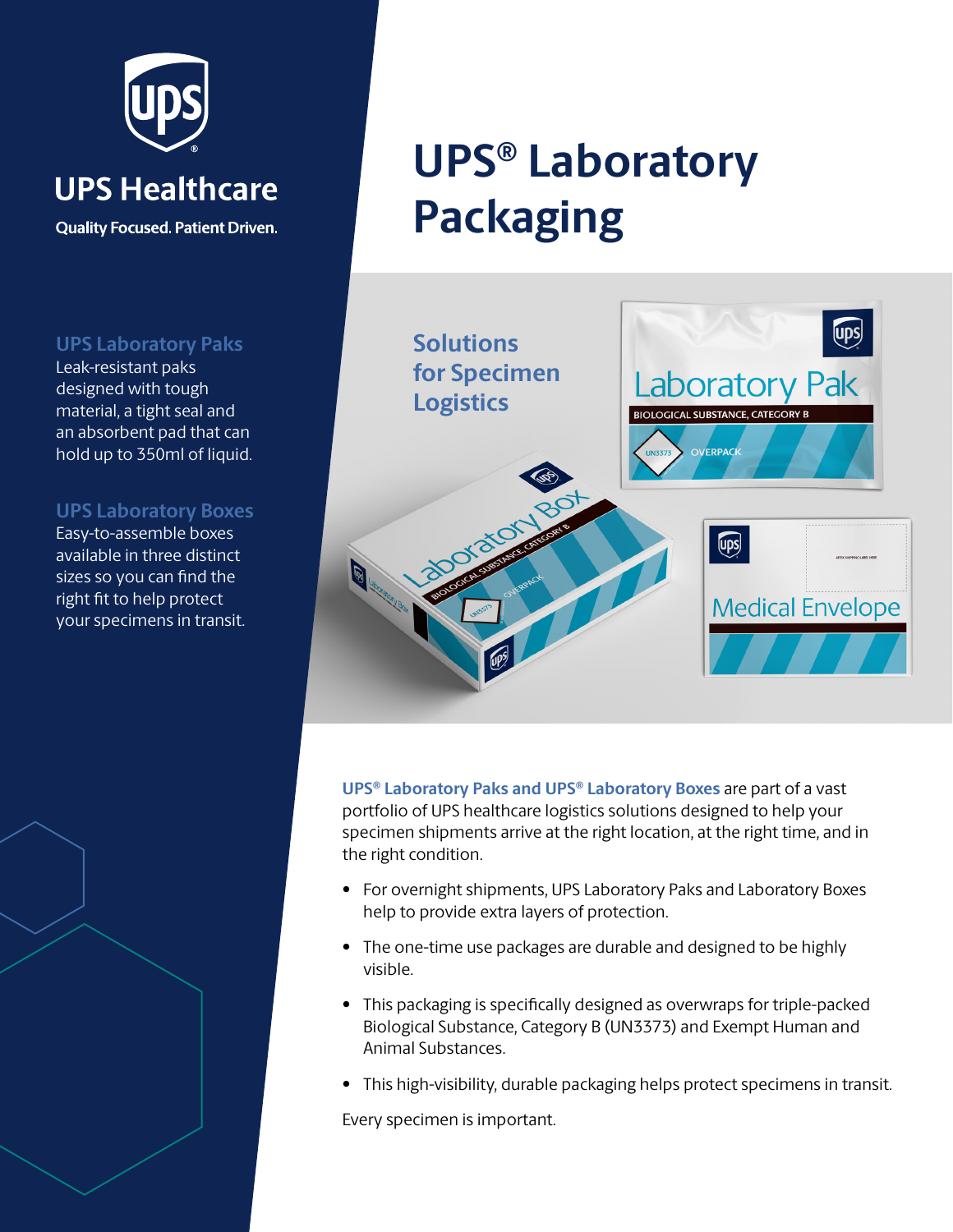UPS Healthcare

Quality Focused. Patient Driven.

# UPS® Laboratory Packaging

## Solutions for Specimen Logistics

### UPS Laboratory Paks

Leak-resistant paks designed with tough material, a tight seal and an absorbent pad that can hold up to 350ml of liquid.

### UPS Laboratory Boxes

Easy-to-assemble boxes available in three distinct sizes so you can find the right fit to help protect your specimens in transit.

**UPS® Laboratory Paks and UPS® Laboratory Boxes** are part of a vast portfolio of UPS healthcare logistics solutions designed to help your specimen shipments arrive at the right location, at the right time, and in the right condition.

- For overnight shipments, UPS Laboratory Paks and Laboratory Boxes help to provide extra layers of protection.
- The one-time use packages are durable and designed to be highly visible.
- This packaging is specifically designed as overwraps for triple-packed Biological Substance, Category B (UN3373) and Exempt Human and Animal Substances.
- This high-visibility, durable packaging helps protect specimens in transit.

Every specimen is important.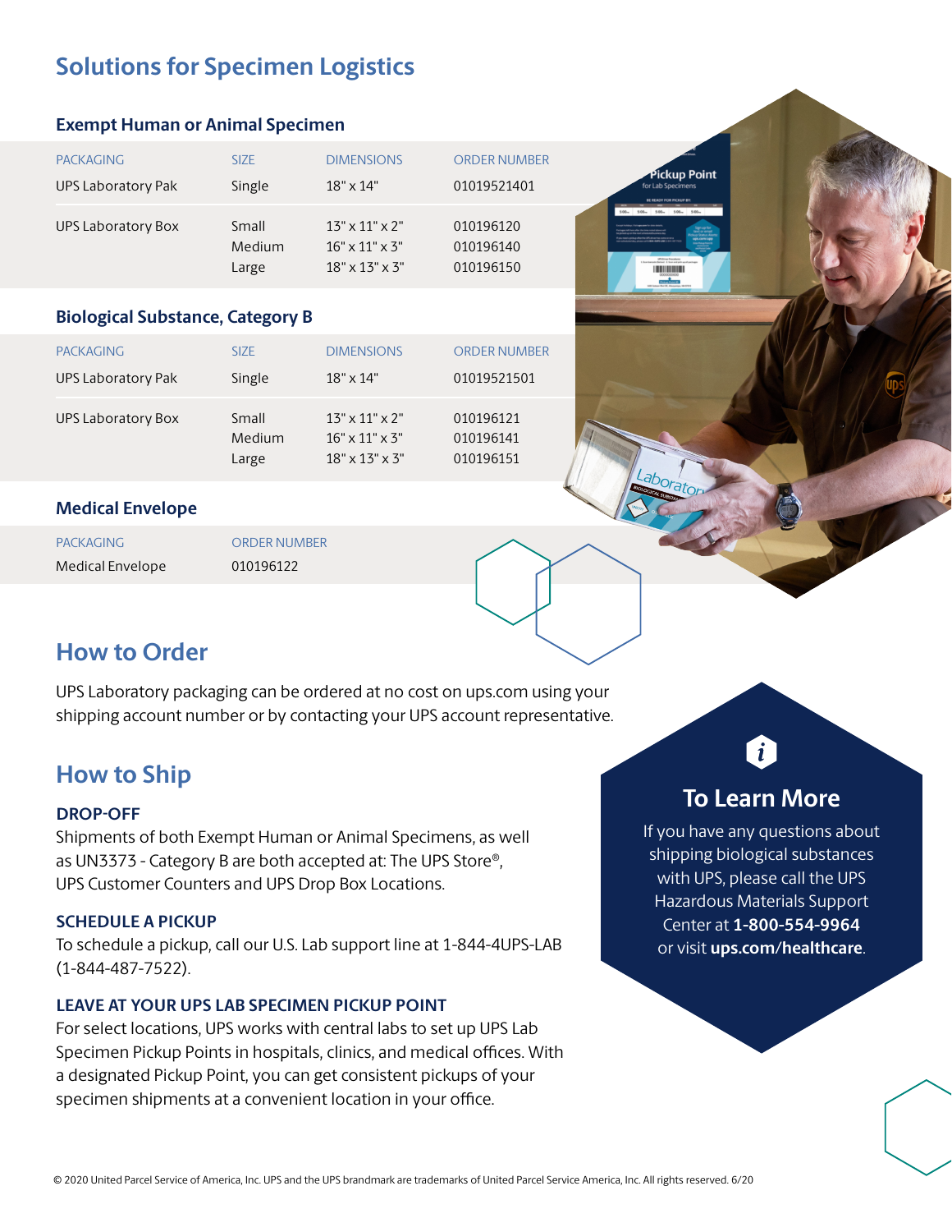# Solutions for Specimen Logistics

## Exempt Human or Animal Specimen

| PACKAGING | SIZE | DIMENSIONS | ORDER NUMBER |
|---|---|---|---|
| UPS Laboratory Pak | Single | 18" x 14" | 01019521401 |
| UPS Laboratory Box | Small<br>Medium<br>Large | 13" x 11" x 2"<br>16" x 11" x 3"<br>18" x 13" x 3" | 010196120<br>010196140<br>010196150 |

## Biological Substance, Category B

| PACKAGING | SIZE | DIMENSIONS | ORDER NUMBER |
|---|---|---|---|
| UPS Laboratory Pak | Single | 18" x 14" | 01019521501 |
| UPS Laboratory Box | Small<br>Medium<br>Large | 13" x 11" x 2"<br>16" x 11" x 3"<br>18" x 13" x 3" | 010196121<br>010196141<br>010196151 |

## Medical Envelope

| PACKAGING | ORDER NUMBER |
|---|---|
| Medical Envelope | 010196122 |

# How to Order

UPS Laboratory packaging can be ordered at no cost on ups.com using your shipping account number or by contacting your UPS account representative.

# How to Ship

### DROP-OFF

Shipments of both Exempt Human or Animal Specimens, as well as UN3373 - Category B are both accepted at: The UPS Store®, UPS Customer Counters and UPS Drop Box Locations.

### SCHEDULE A PICKUP

To schedule a pickup, call our U.S. Lab support line at 1-844-4UPS-LAB (1-844-487-7522).

### LEAVE AT YOUR UPS LAB SPECIMEN PICKUP POINT

For select locations, UPS works with central labs to set up UPS Lab Specimen Pickup Points in hospitals, clinics, and medical offices. With a designated Pickup Point, you can get consistent pickups of your specimen shipments at a convenient location in your office.

## To Learn More

If you have any questions about shipping biological substances with UPS, please call the UPS Hazardous Materials Support Center at **1-800-554-9964** or visit **ups.com/healthcare**.

© 2020 United Parcel Service of America, Inc. UPS and the UPS brandmark are trademarks of United Parcel Service America, Inc. All rights reserved. 6/20